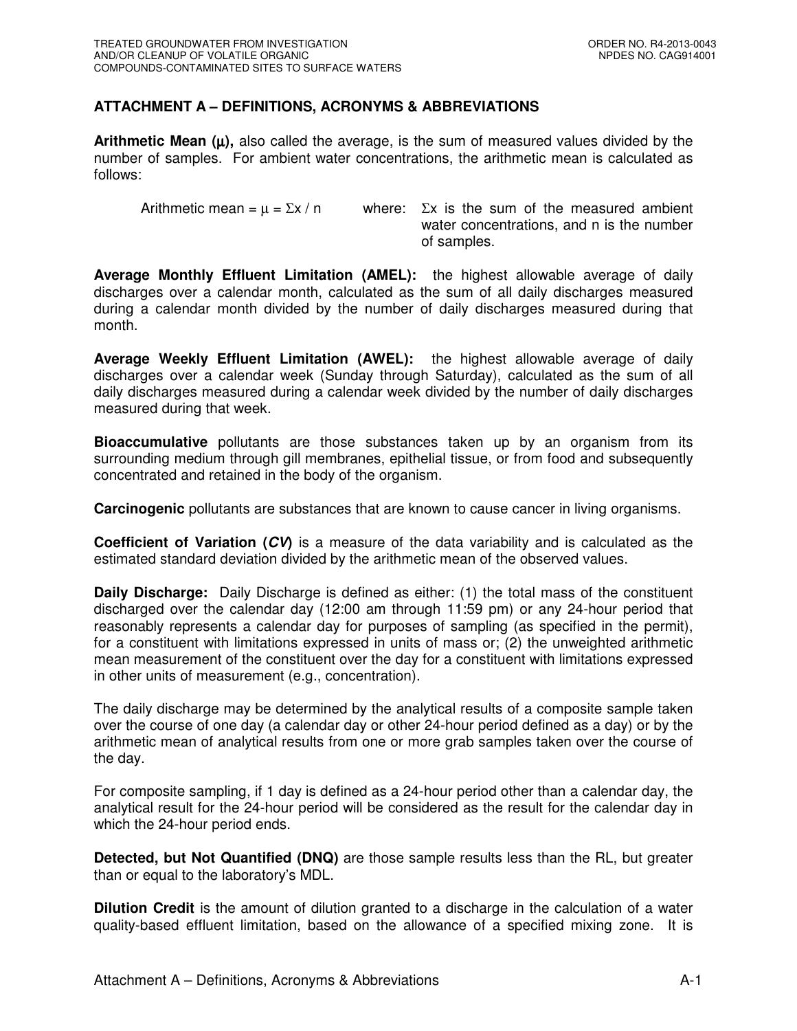## ATTACHMENT A – DEFINITIONS, ACRONYMS & ABBREVIATIONS

**Arithmetic Mean (μ),** also called the average, is the sum of measured values divided by the number of samples. For ambient water concentrations, the arithmetic mean is calculated as follows:

Arithmetic mean = $\mu = \Sigma x / n$ where: $\Sigma x$ is the sum of the measured ambient water concentrations, and n is the number of samples.

**Average Monthly Effluent Limitation (AMEL):** the highest allowable average of daily discharges over a calendar month, calculated as the sum of all daily discharges measured during a calendar month divided by the number of daily discharges measured during that month.

**Average Weekly Effluent Limitation (AWEL):** the highest allowable average of daily discharges over a calendar week (Sunday through Saturday), calculated as the sum of all daily discharges measured during a calendar week divided by the number of daily discharges measured during that week.

**Bioaccumulative** pollutants are those substances taken up by an organism from its surrounding medium through gill membranes, epithelial tissue, or from food and subsequently concentrated and retained in the body of the organism.

**Carcinogenic** pollutants are substances that are known to cause cancer in living organisms.

**Coefficient of Variation (*CV*)** is a measure of the data variability and is calculated as the estimated standard deviation divided by the arithmetic mean of the observed values.

**Daily Discharge:** Daily Discharge is defined as either: (1) the total mass of the constituent discharged over the calendar day (12:00 am through 11:59 pm) or any 24-hour period that reasonably represents a calendar day for purposes of sampling (as specified in the permit), for a constituent with limitations expressed in units of mass or; (2) the unweighted arithmetic mean measurement of the constituent over the day for a constituent with limitations expressed in other units of measurement (e.g., concentration).

The daily discharge may be determined by the analytical results of a composite sample taken over the course of one day (a calendar day or other 24-hour period defined as a day) or by the arithmetic mean of analytical results from one or more grab samples taken over the course of the day.

For composite sampling, if 1 day is defined as a 24-hour period other than a calendar day, the analytical result for the 24-hour period will be considered as the result for the calendar day in which the 24-hour period ends.

**Detected, but Not Quantified (DNQ)** are those sample results less than the RL, but greater than or equal to the laboratory's MDL.

**Dilution Credit** is the amount of dilution granted to a discharge in the calculation of a water quality-based effluent limitation, based on the allowance of a specified mixing zone. It is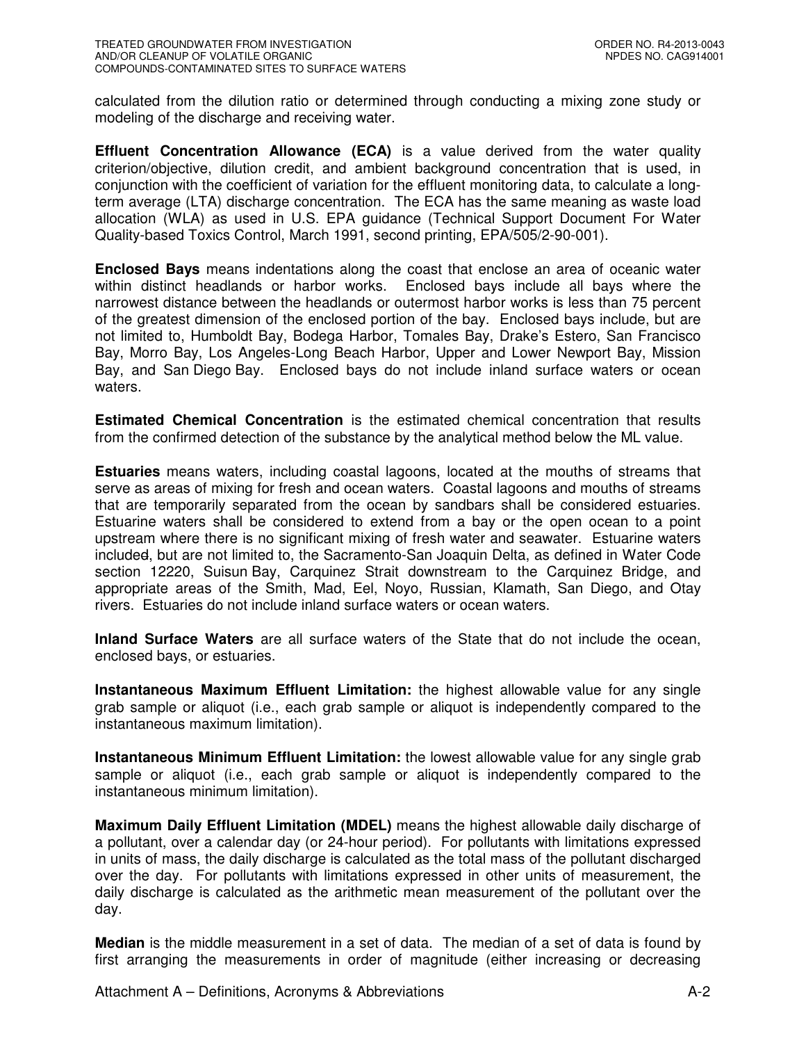calculated from the dilution ratio or determined through conducting a mixing zone study or modeling of the discharge and receiving water.

**Effluent Concentration Allowance (ECA)** is a value derived from the water quality criterion/objective, dilution credit, and ambient background concentration that is used, in conjunction with the coefficient of variation for the effluent monitoring data, to calculate a long-term average (LTA) discharge concentration. The ECA has the same meaning as waste load allocation (WLA) as used in U.S. EPA guidance (Technical Support Document For Water Quality-based Toxics Control, March 1991, second printing, EPA/505/2-90-001).

**Enclosed Bays** means indentations along the coast that enclose an area of oceanic water within distinct headlands or harbor works. Enclosed bays include all bays where the narrowest distance between the headlands or outermost harbor works is less than 75 percent of the greatest dimension of the enclosed portion of the bay. Enclosed bays include, but are not limited to, Humboldt Bay, Bodega Harbor, Tomales Bay, Drake's Estero, San Francisco Bay, Morro Bay, Los Angeles-Long Beach Harbor, Upper and Lower Newport Bay, Mission Bay, and San Diego Bay. Enclosed bays do not include inland surface waters or ocean waters.

**Estimated Chemical Concentration** is the estimated chemical concentration that results from the confirmed detection of the substance by the analytical method below the ML value.

**Estuaries** means waters, including coastal lagoons, located at the mouths of streams that serve as areas of mixing for fresh and ocean waters. Coastal lagoons and mouths of streams that are temporarily separated from the ocean by sandbars shall be considered estuaries. Estuarine waters shall be considered to extend from a bay or the open ocean to a point upstream where there is no significant mixing of fresh water and seawater. Estuarine waters included, but are not limited to, the Sacramento-San Joaquin Delta, as defined in Water Code section 12220, Suisun Bay, Carquinez Strait downstream to the Carquinez Bridge, and appropriate areas of the Smith, Mad, Eel, Noyo, Russian, Klamath, San Diego, and Otay rivers. Estuaries do not include inland surface waters or ocean waters.

**Inland Surface Waters** are all surface waters of the State that do not include the ocean, enclosed bays, or estuaries.

**Instantaneous Maximum Effluent Limitation:** the highest allowable value for any single grab sample or aliquot (i.e., each grab sample or aliquot is independently compared to the instantaneous maximum limitation).

**Instantaneous Minimum Effluent Limitation:** the lowest allowable value for any single grab sample or aliquot (i.e., each grab sample or aliquot is independently compared to the instantaneous minimum limitation).

**Maximum Daily Effluent Limitation (MDEL)** means the highest allowable daily discharge of a pollutant, over a calendar day (or 24-hour period). For pollutants with limitations expressed in units of mass, the daily discharge is calculated as the total mass of the pollutant discharged over the day. For pollutants with limitations expressed in other units of measurement, the daily discharge is calculated as the arithmetic mean measurement of the pollutant over the day.

**Median** is the middle measurement in a set of data. The median of a set of data is found by first arranging the measurements in order of magnitude (either increasing or decreasing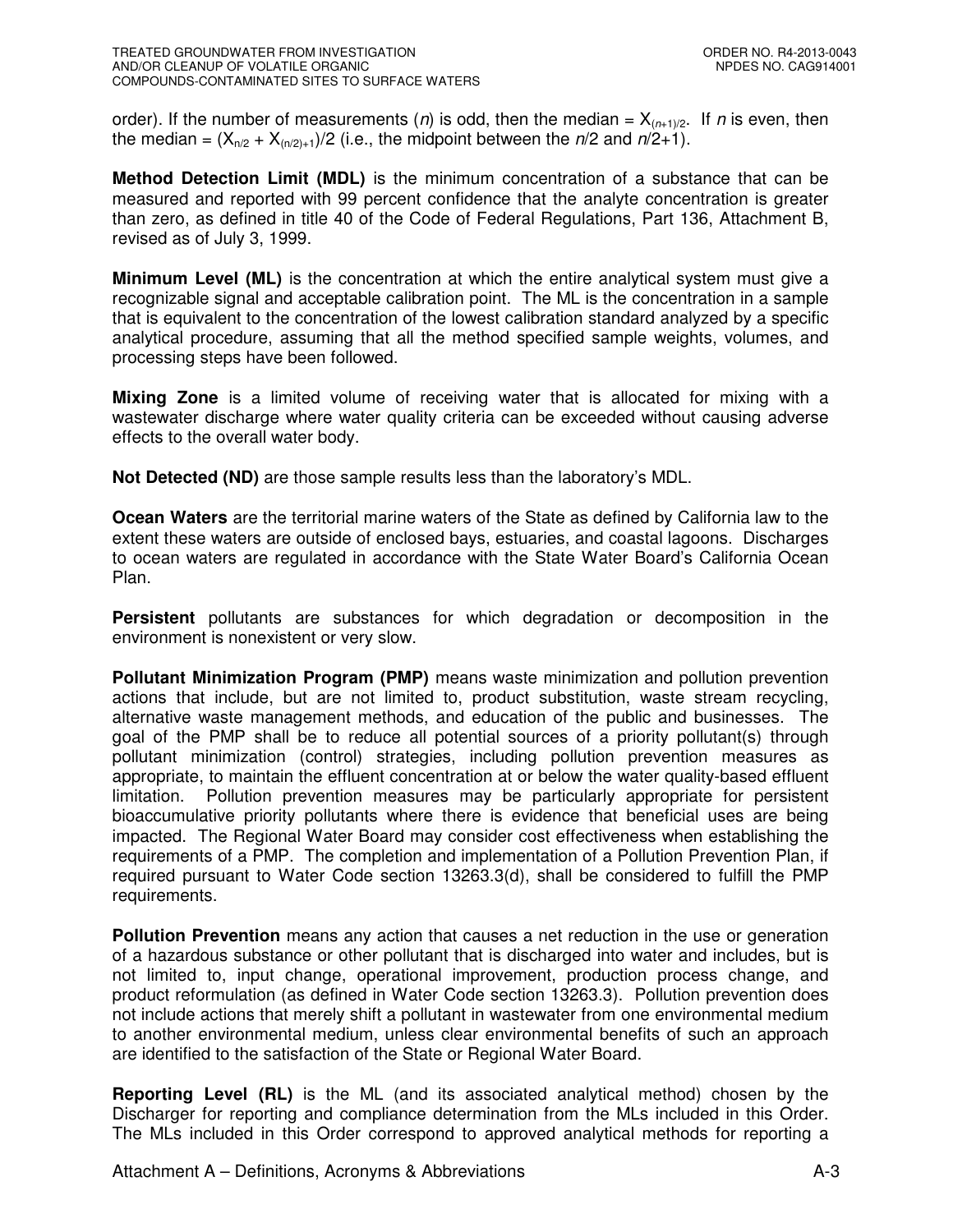order). If the number of measurements ($n$) is odd, then the median = $X_{(n+1)/2}$. If $n$ is even, then the median = $(X_{n/2} + X_{(n/2)+1})/2$ (i.e., the midpoint between the $n/2$ and $n/2+1$).

**Method Detection Limit (MDL)** is the minimum concentration of a substance that can be measured and reported with 99 percent confidence that the analyte concentration is greater than zero, as defined in title 40 of the Code of Federal Regulations, Part 136, Attachment B, revised as of July 3, 1999.

**Minimum Level (ML)** is the concentration at which the entire analytical system must give a recognizable signal and acceptable calibration point. The ML is the concentration in a sample that is equivalent to the concentration of the lowest calibration standard analyzed by a specific analytical procedure, assuming that all the method specified sample weights, volumes, and processing steps have been followed.

**Mixing Zone** is a limited volume of receiving water that is allocated for mixing with a wastewater discharge where water quality criteria can be exceeded without causing adverse effects to the overall water body.

**Not Detected (ND)** are those sample results less than the laboratory's MDL.

**Ocean Waters** are the territorial marine waters of the State as defined by California law to the extent these waters are outside of enclosed bays, estuaries, and coastal lagoons. Discharges to ocean waters are regulated in accordance with the State Water Board's California Ocean Plan.

**Persistent** pollutants are substances for which degradation or decomposition in the environment is nonexistent or very slow.

**Pollutant Minimization Program (PMP)** means waste minimization and pollution prevention actions that include, but are not limited to, product substitution, waste stream recycling, alternative waste management methods, and education of the public and businesses. The goal of the PMP shall be to reduce all potential sources of a priority pollutant(s) through pollutant minimization (control) strategies, including pollution prevention measures as appropriate, to maintain the effluent concentration at or below the water quality-based effluent limitation. Pollution prevention measures may be particularly appropriate for persistent bioaccumulative priority pollutants where there is evidence that beneficial uses are being impacted. The Regional Water Board may consider cost effectiveness when establishing the requirements of a PMP. The completion and implementation of a Pollution Prevention Plan, if required pursuant to Water Code section 13263.3(d), shall be considered to fulfill the PMP requirements.

**Pollution Prevention** means any action that causes a net reduction in the use or generation of a hazardous substance or other pollutant that is discharged into water and includes, but is not limited to, input change, operational improvement, production process change, and product reformulation (as defined in Water Code section 13263.3). Pollution prevention does not include actions that merely shift a pollutant in wastewater from one environmental medium to another environmental medium, unless clear environmental benefits of such an approach are identified to the satisfaction of the State or Regional Water Board.

**Reporting Level (RL)** is the ML (and its associated analytical method) chosen by the Discharger for reporting and compliance determination from the MLs included in this Order. The MLs included in this Order correspond to approved analytical methods for reporting a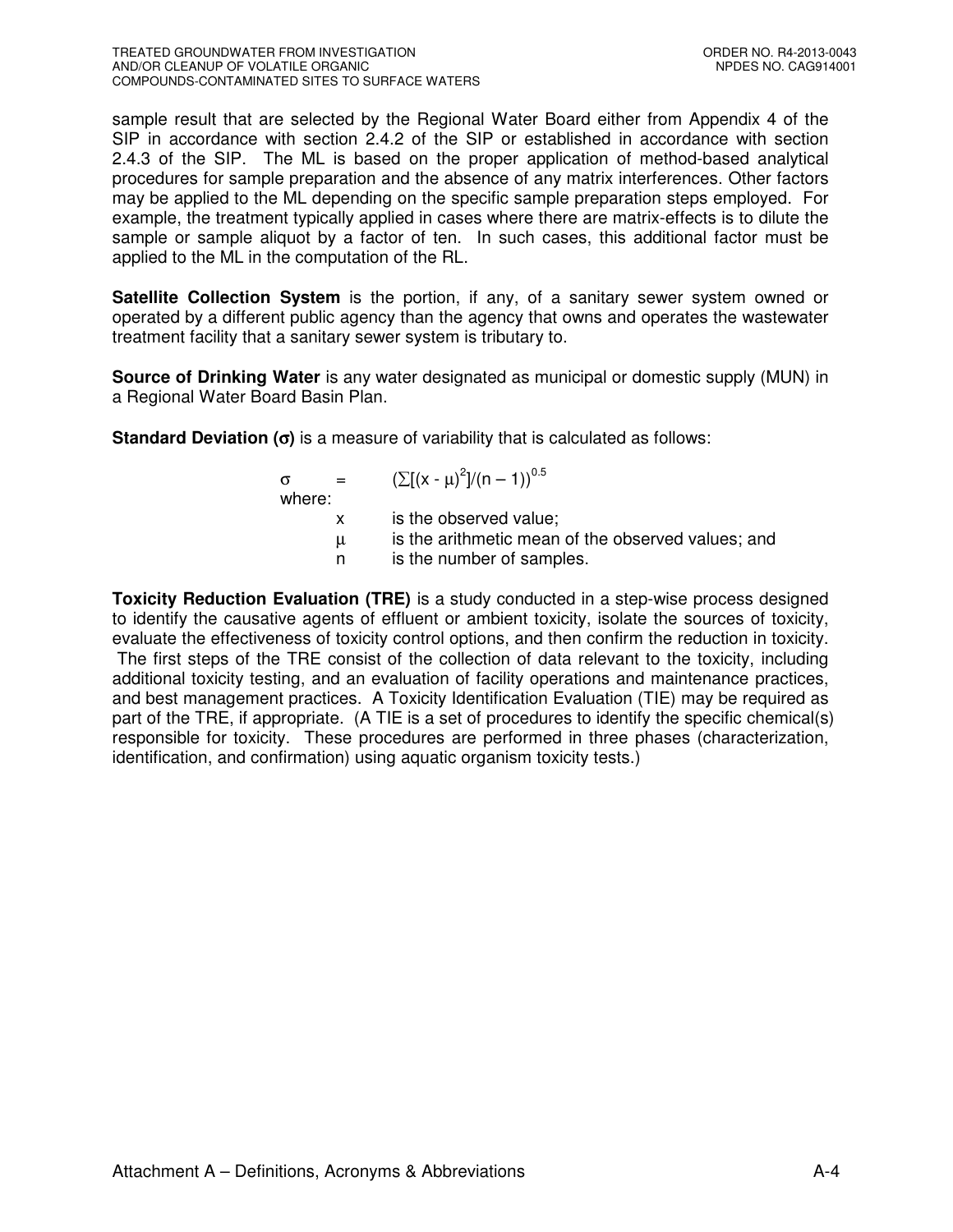sample result that are selected by the Regional Water Board either from Appendix 4 of the SIP in accordance with section 2.4.2 of the SIP or established in accordance with section 2.4.3 of the SIP. The ML is based on the proper application of method-based analytical procedures for sample preparation and the absence of any matrix interferences. Other factors may be applied to the ML depending on the specific sample preparation steps employed. For example, the treatment typically applied in cases where there are matrix-effects is to dilute the sample or sample aliquot by a factor of ten. In such cases, this additional factor must be applied to the ML in the computation of the RL.

**Satellite Collection System** is the portion, if any, of a sanitary sewer system owned or operated by a different public agency than the agency that owns and operates the wastewater treatment facility that a sanitary sewer system is tributary to.

**Source of Drinking Water** is any water designated as municipal or domestic supply (MUN) in a Regional Water Board Basin Plan.

**Standard Deviation ($\sigma$)** is a measure of variability that is calculated as follows:

$$\sigma = (\sum[(x - \mu)^2]/(n - 1))^{0.5}$$

where:

- $x$ is the observed value;
- $\mu$ is the arithmetic mean of the observed values; and
- $n$ is the number of samples.

**Toxicity Reduction Evaluation (TRE)** is a study conducted in a step-wise process designed to identify the causative agents of effluent or ambient toxicity, isolate the sources of toxicity, evaluate the effectiveness of toxicity control options, and then confirm the reduction in toxicity. The first steps of the TRE consist of the collection of data relevant to the toxicity, including additional toxicity testing, and an evaluation of facility operations and maintenance practices, and best management practices. A Toxicity Identification Evaluation (TIE) may be required as part of the TRE, if appropriate. (A TIE is a set of procedures to identify the specific chemical(s) responsible for toxicity. These procedures are performed in three phases (characterization, identification, and confirmation) using aquatic organism toxicity tests.)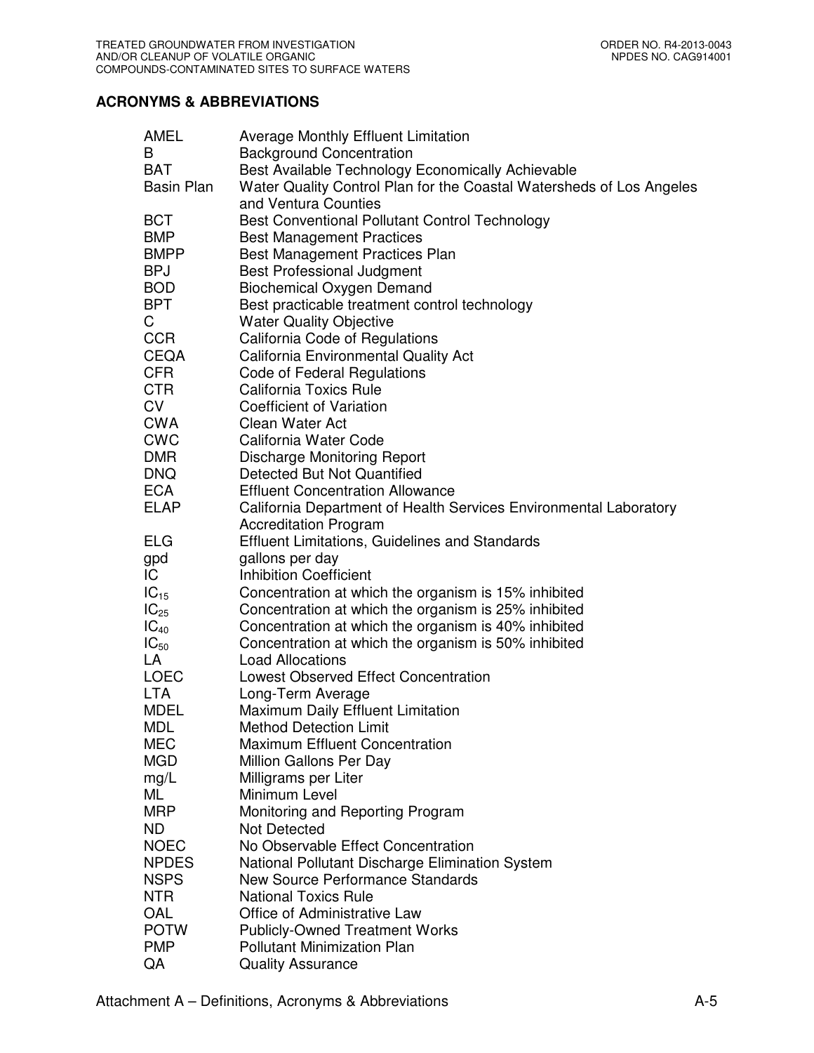## ACRONYMS & ABBREVIATIONS

| | |
|---|---|
| AMEL | Average Monthly Effluent Limitation |
| B | Background Concentration |
| BAT | Best Available Technology Economically Achievable |
| Basin Plan | Water Quality Control Plan for the Coastal Watersheds of Los Angeles and Ventura Counties |
| BCT | Best Conventional Pollutant Control Technology |
| BMP | Best Management Practices |
| BMPP | Best Management Practices Plan |
| BPJ | Best Professional Judgment |
| BOD | Biochemical Oxygen Demand |
| BPT | Best practicable treatment control technology |
| C | Water Quality Objective |
| CCR | California Code of Regulations |
| CEQA | California Environmental Quality Act |
| CFR | Code of Federal Regulations |
| CTR | California Toxics Rule |
| CV | Coefficient of Variation |
| CWA | Clean Water Act |
| CWC | California Water Code |
| DMR | Discharge Monitoring Report |
| DNQ | Detected But Not Quantified |
| ECA | Effluent Concentration Allowance |
| ELAP | California Department of Health Services Environmental Laboratory Accreditation Program |
| ELG | Effluent Limitations, Guidelines and Standards |
| gpd | gallons per day |
| IC | Inhibition Coefficient |
| $IC_{15}$ | Concentration at which the organism is 15% inhibited |
| $IC_{25}$ | Concentration at which the organism is 25% inhibited |
| $IC_{40}$ | Concentration at which the organism is 40% inhibited |
| $IC_{50}$ | Concentration at which the organism is 50% inhibited |
| LA | Load Allocations |
| LOEC | Lowest Observed Effect Concentration |
| LTA | Long-Term Average |
| MDEL | Maximum Daily Effluent Limitation |
| MDL | Method Detection Limit |
| MEC | Maximum Effluent Concentration |
| MGD | Million Gallons Per Day |
| mg/L | Milligrams per Liter |
| ML | Minimum Level |
| MRP | Monitoring and Reporting Program |
| ND | Not Detected |
| NOEC | No Observable Effect Concentration |
| NPDES | National Pollutant Discharge Elimination System |
| NSPS | New Source Performance Standards |
| NTR | National Toxics Rule |
| OAL | Office of Administrative Law |
| POTW | Publicly-Owned Treatment Works |
| PMP | Pollutant Minimization Plan |
| QA | Quality Assurance |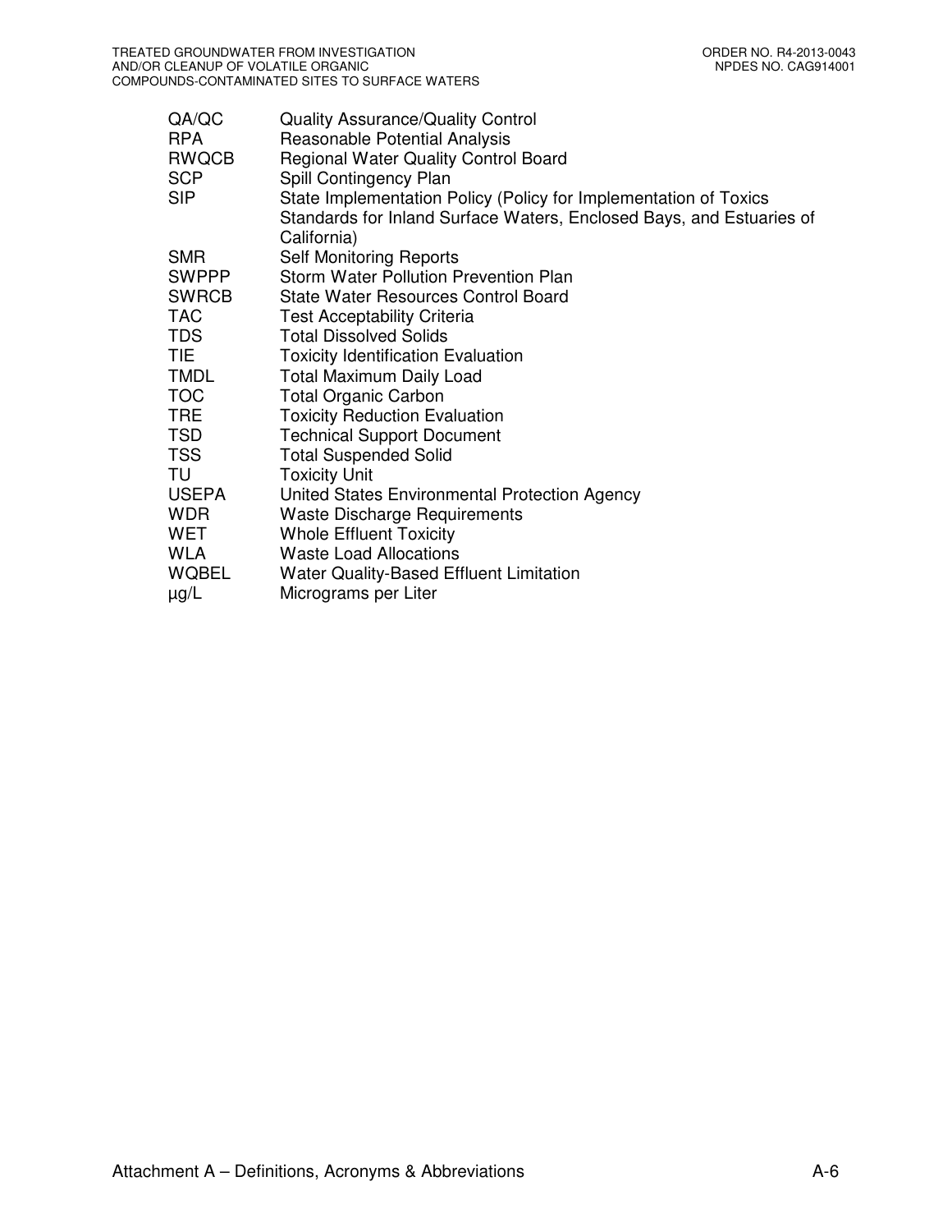| | |
|---|---|
| QA/QC | Quality Assurance/Quality Control |
| RPA | Reasonable Potential Analysis |
| RWQCB | Regional Water Quality Control Board |
| SCP | Spill Contingency Plan |
| SIP | State Implementation Policy (Policy for Implementation of Toxics Standards for Inland Surface Waters, Enclosed Bays, and Estuaries of California) |
| SMR | Self Monitoring Reports |
| SWPPP | Storm Water Pollution Prevention Plan |
| SWRCB | State Water Resources Control Board |
| TAC | Test Acceptability Criteria |
| TDS | Total Dissolved Solids |
| TIE | Toxicity Identification Evaluation |
| TMDL | Total Maximum Daily Load |
| TOC | Total Organic Carbon |
| TRE | Toxicity Reduction Evaluation |
| TSD | Technical Support Document |
| TSS | Total Suspended Solid |
| TU | Toxicity Unit |
| USEPA | United States Environmental Protection Agency |
| WDR | Waste Discharge Requirements |
| WET | Whole Effluent Toxicity |
| WLA | Waste Load Allocations |
| WQBEL | Water Quality-Based Effluent Limitation |
| µg/L | Micrograms per Liter |